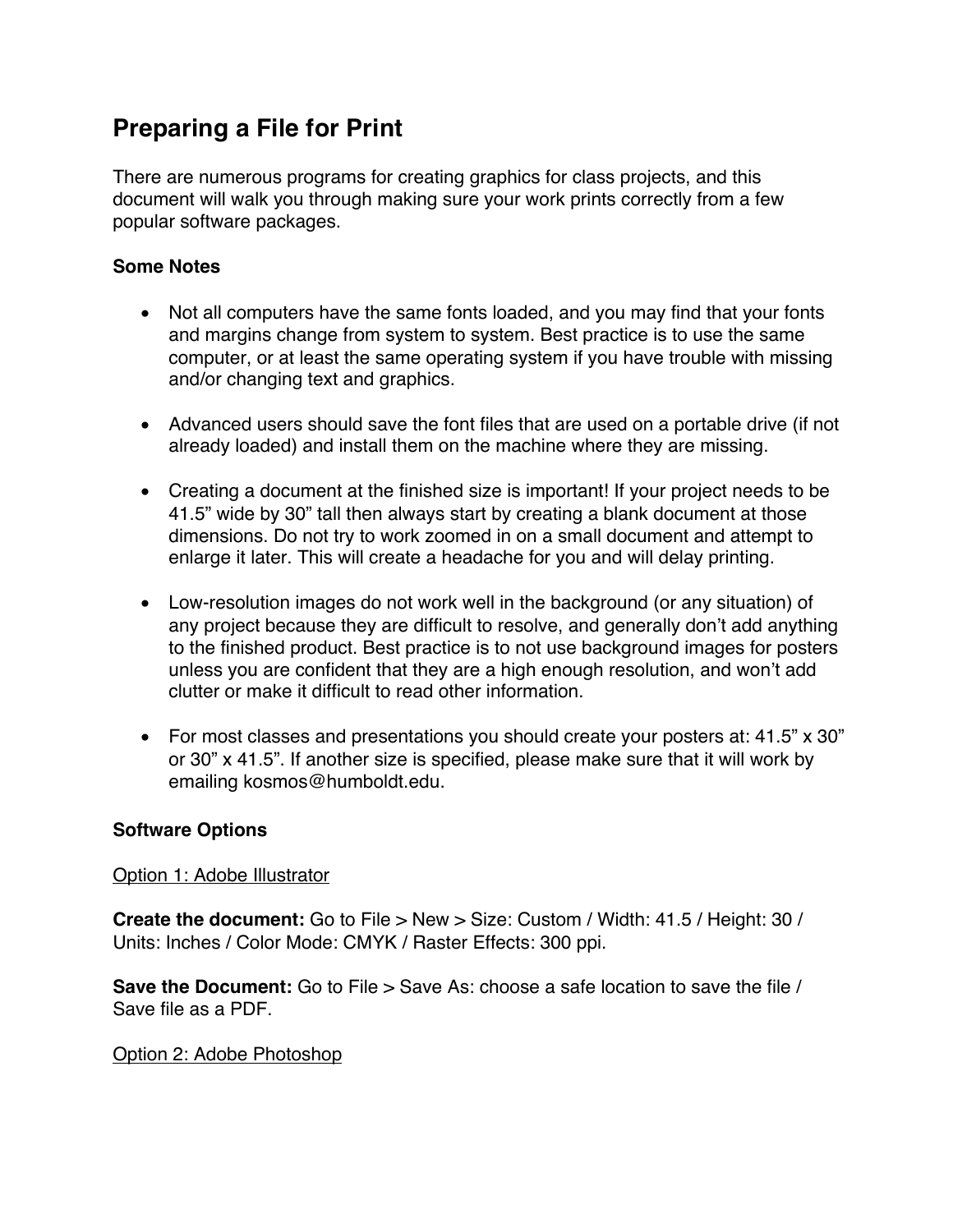# Preparing a File for Print

There are numerous programs for creating graphics for class projects, and this document will walk you through making sure your work prints correctly from a few popular software packages.

**Some Notes**

- Not all computers have the same fonts loaded, and you may find that your fonts and margins change from system to system. Best practice is to use the same computer, or at least the same operating system if you have trouble with missing and/or changing text and graphics.

- Advanced users should save the font files that are used on a portable drive (if not already loaded) and install them on the machine where they are missing.

- Creating a document at the finished size is important! If your project needs to be 41.5" wide by 30" tall then always start by creating a blank document at those dimensions. Do not try to work zoomed in on a small document and attempt to enlarge it later. This will create a headache for you and will delay printing.

- Low-resolution images do not work well in the background (or any situation) of any project because they are difficult to resolve, and generally don't add anything to the finished product. Best practice is to not use background images for posters unless you are confident that they are a high enough resolution, and won't add clutter or make it difficult to read other information.

- For most classes and presentations you should create your posters at: 41.5" x 30" or 30" x 41.5". If another size is specified, please make sure that it will work by emailing kosmos@humboldt.edu.

**Software Options**

<u>Option 1: Adobe Illustrator</u>

**Create the document:** Go to File > New > Size: Custom / Width: 41.5 / Height: 30 / Units: Inches / Color Mode: CMYK / Raster Effects: 300 ppi.

**Save the Document:** Go to File > Save As: choose a safe location to save the file / Save file as a PDF.

<u>Option 2: Adobe Photoshop</u>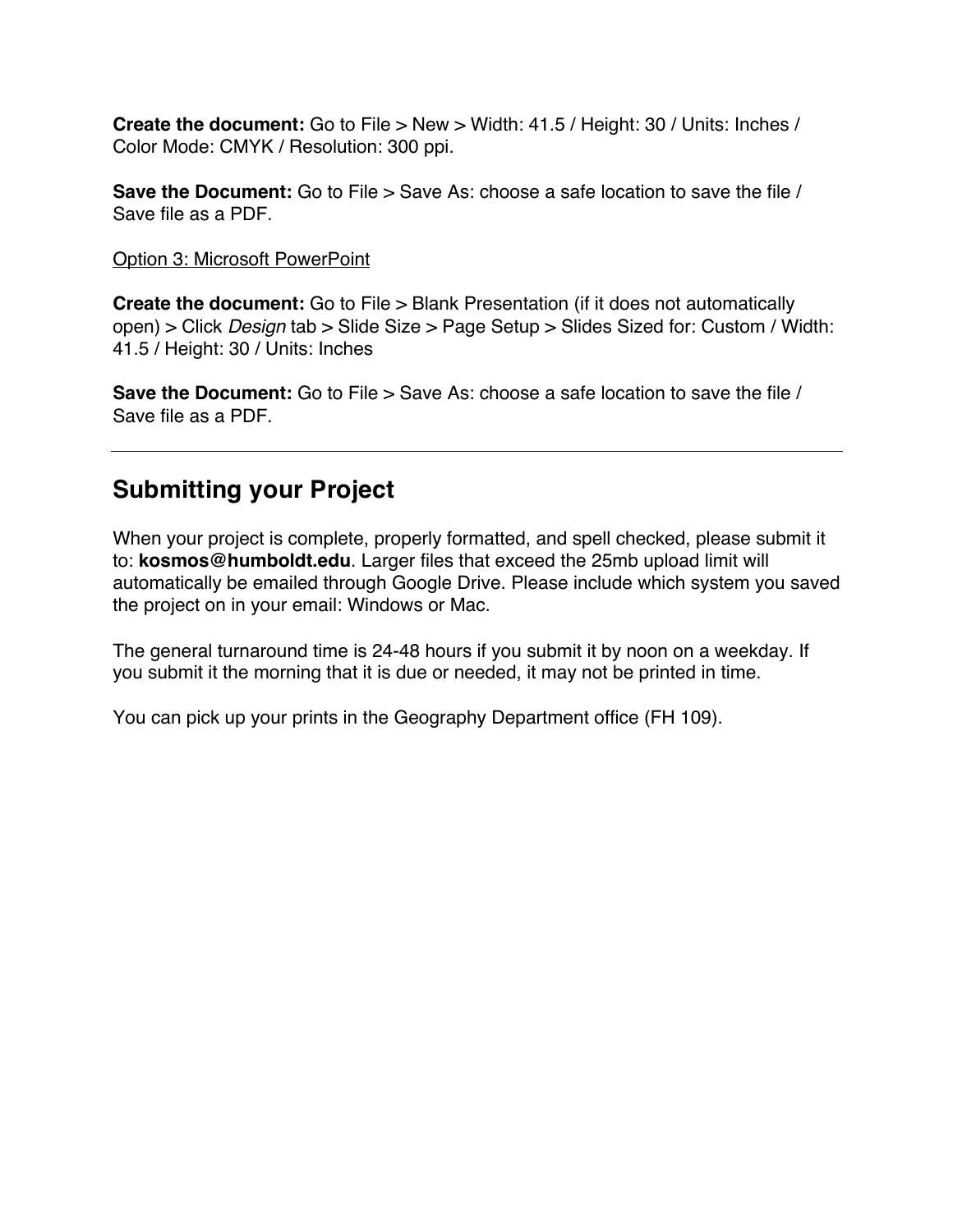**Create the document:** Go to File > New > Width: 41.5 / Height: 30 / Units: Inches / Color Mode: CMYK / Resolution: 300 ppi.

**Save the Document:** Go to File > Save As: choose a safe location to save the file / Save file as a PDF.

<u>Option 3: Microsoft PowerPoint</u>

**Create the document:** Go to File > Blank Presentation (if it does not automatically open) > Click *Design* tab > Slide Size > Page Setup > Slides Sized for: Custom / Width: 41.5 / Height: 30 / Units: Inches

**Save the Document:** Go to File > Save As: choose a safe location to save the file / Save file as a PDF.

---

## Submitting your Project

When your project is complete, properly formatted, and spell checked, please submit it to: **kosmos@humboldt.edu**. Larger files that exceed the 25mb upload limit will automatically be emailed through Google Drive. Please include which system you saved the project on in your email: Windows or Mac.

The general turnaround time is 24-48 hours if you submit it by noon on a weekday. If you submit it the morning that it is due or needed, it may not be printed in time.

You can pick up your prints in the Geography Department office (FH 109).